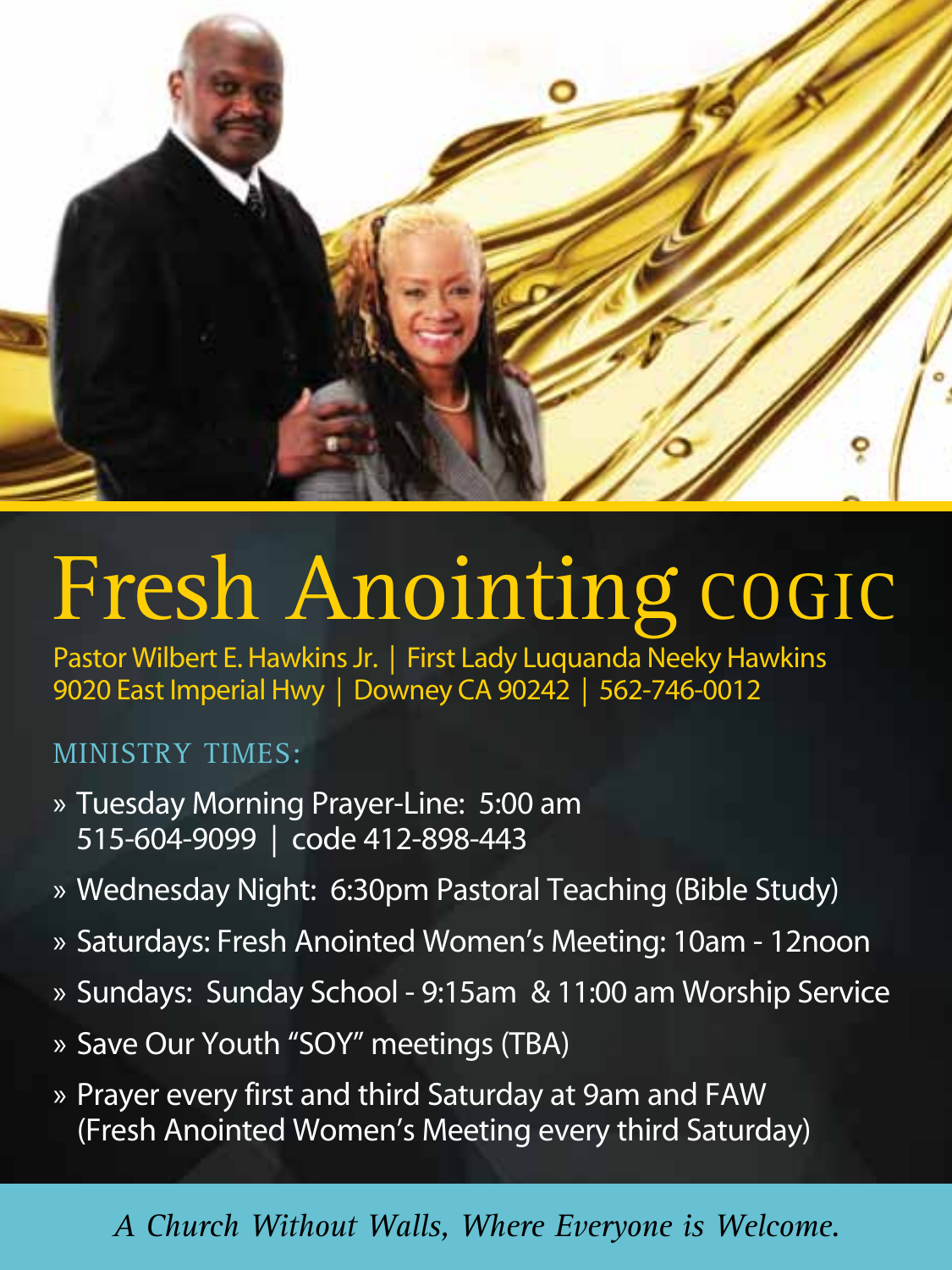# Fresh Anointing COGIC

Pastor Wilbert E. Hawkins Jr. | First Lady Luquanda Neeky Hawkins
9020 East Imperial Hwy | Downey CA 90242 | 562-746-0012

## MINISTRY TIMES:

- Tuesday Morning Prayer-Line: 5:00 am
  515-604-9099 | code 412-898-443
- Wednesday Night: 6:30pm Pastoral Teaching (Bible Study)
- Saturdays: Fresh Anointed Women's Meeting: 10am - 12noon
- Sundays: Sunday School - 9:15am & 11:00 am Worship Service
- Save Our Youth "SOY" meetings (TBA)
- Prayer every first and third Saturday at 9am and FAW
  (Fresh Anointed Women's Meeting every third Saturday)

*A Church Without Walls, Where Everyone is Welcome.*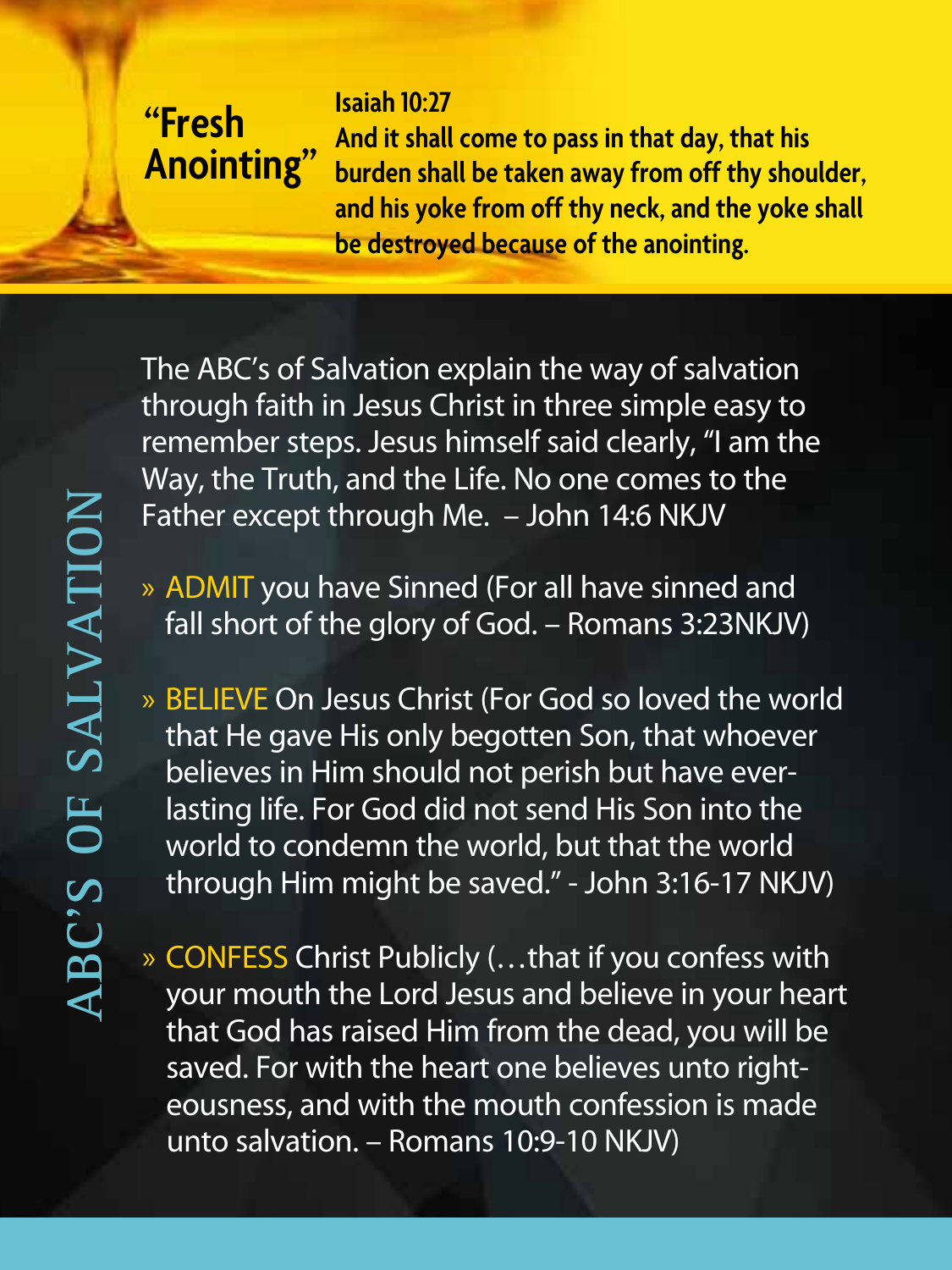## “Fresh Anointing”

**Isaiah 10:27**
**And it shall come to pass in that day, that his burden shall be taken away from off thy shoulder, and his yoke from off thy neck, and the yoke shall be destroyed because of the anointing.**

## ABC’S OF SALVATION

The ABC’s of Salvation explain the way of salvation through faith in Jesus Christ in three simple easy to remember steps. Jesus himself said clearly, “I am the Way, the Truth, and the Life. No one comes to the Father except through Me. – John 14:6 NKJV

- ADMIT you have Sinned (For all have sinned and fall short of the glory of God. – Romans 3:23NKJV)
- BELIEVE On Jesus Christ (For God so loved the world that He gave His only begotten Son, that whoever believes in Him should not perish but have everlasting life. For God did not send His Son into the world to condemn the world, but that the world through Him might be saved.” - John 3:16-17 NKJV)
- CONFESS Christ Publicly (…that if you confess with your mouth the Lord Jesus and believe in your heart that God has raised Him from the dead, you will be saved. For with the heart one believes unto righteousness, and with the mouth confession is made unto salvation. – Romans 10:9-10 NKJV)